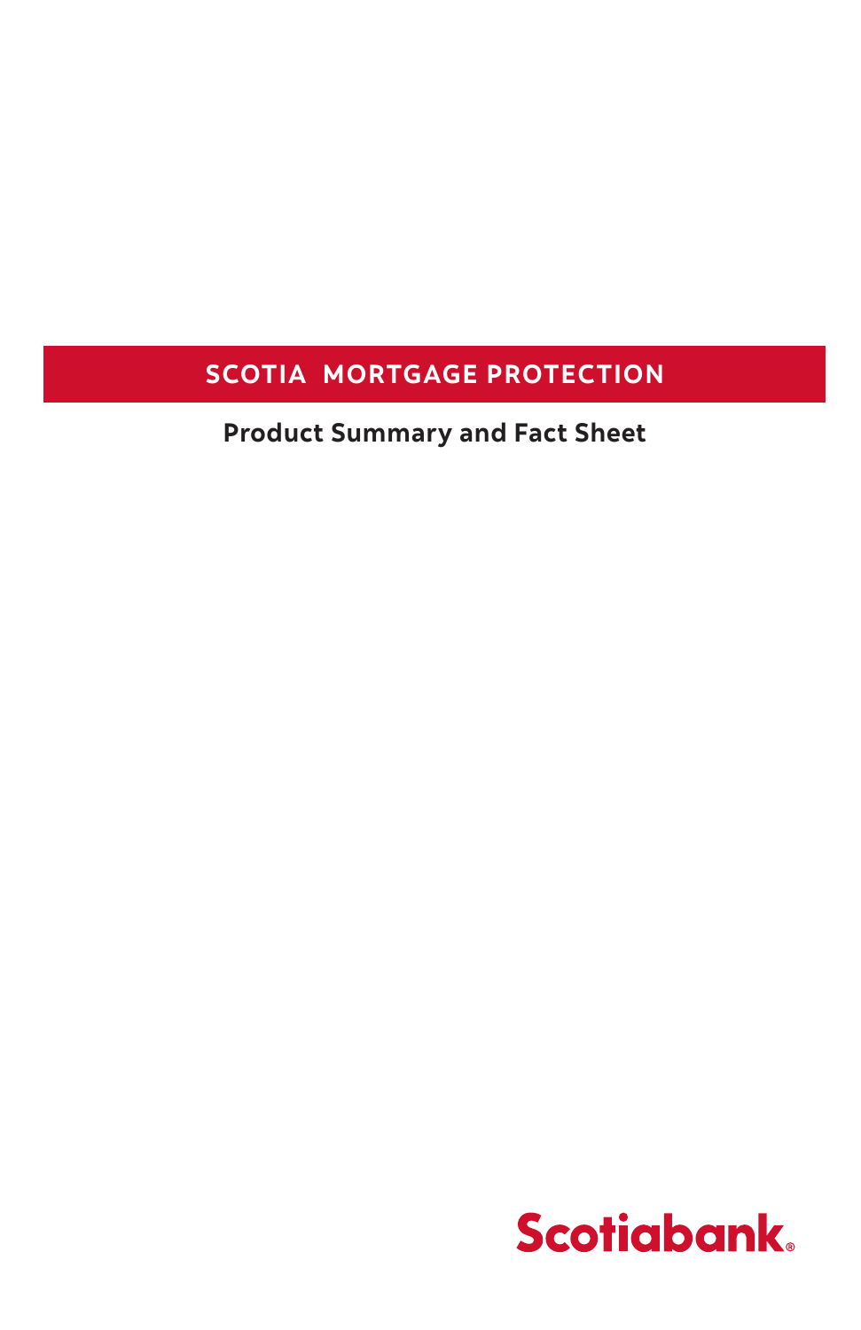# SCOTIA MORTGAGE PROTECTION

## Product Summary and Fact Sheet

Scotiabank.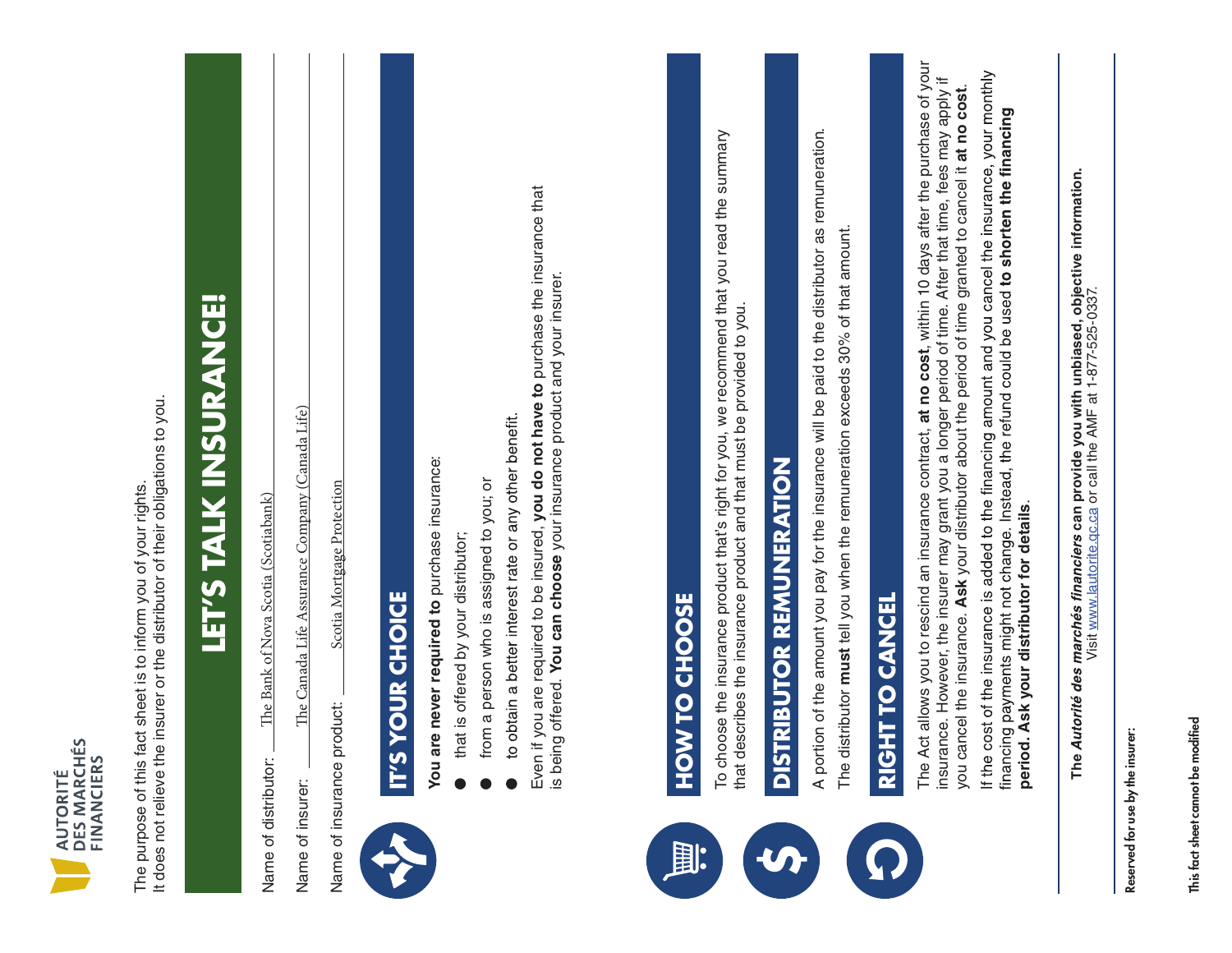AUTORITÉ DES MARCHÉS FINANCIERS

The purpose of this fact sheet is to inform you of your rights.
It does not relieve the insurer or the distributor of their obligations to you.

# LET'S TALK INSURANCE!

Name of distributor: The Bank of Nova Scotia (Scotiabank)

Name of insurer: The Canada Life Assurance Company (Canada Life)

Name of insurance product: Scotia Mortgage Protection

## IT'S YOUR CHOICE

**You are never required to** purchase insurance:

- that is offered by your distributor;
- from a person who is assigned to you; or
- to obtain a better interest rate or any other benefit.

Even if you are required to be insured, **you do not have to** purchase the insurance that is being offered. **You can choose** your insurance product and your insurer.

## HOW TO CHOOSE

To choose the insurance product that's right for you, we recommend that you read the summary that describes the insurance product and that must be provided to you.

## DISTRIBUTOR REMUNERATION

A portion of the amount you pay for the insurance will be paid to the distributor as remuneration.

The distributor **must** tell you when the remuneration exceeds 30% of that amount.

## RIGHT TO CANCEL

The Act allows you to rescind an insurance contract, **at no cost**, within 10 days after the purchase of your insurance. However, the insurer may grant you a longer period of time. After that time, fees may apply if you cancel the insurance. **Ask** your distributor about the period of time granted to cancel it **at no cost**.

If the cost of the insurance is added to the financing amount and you cancel the insurance, your monthly financing payments might not change. Instead, the refund could be used **to shorten the financing period**. **Ask your distributor for details**.

**The *Autorité des marchés financiers* can provide you with unbiased, objective information.**
Visit www.lautorite.qc.ca or call the AMF at 1-877-525-0337.

**Reserved for use by the insurer:**

**This fact sheet cannot be modified**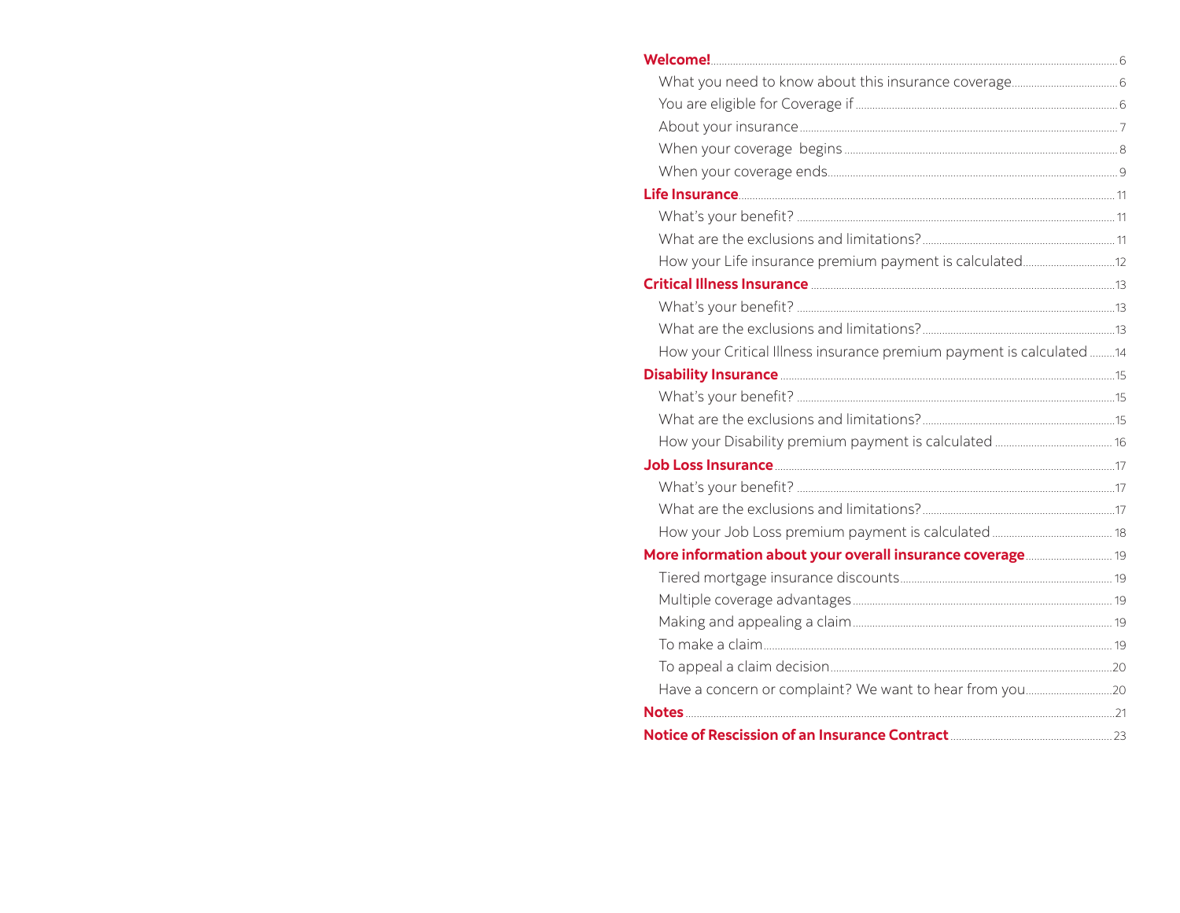**Welcome!** 6

- What you need to know about this insurance coverage 6
- You are eligible for Coverage if 6
- About your insurance 7
- When your coverage begins 8
- When your coverage ends 9

**Life Insurance** 11

- What's your benefit? 11
- What are the exclusions and limitations? 11
- How your Life insurance premium payment is calculated 12

**Critical Illness Insurance** 13

- What's your benefit? 13
- What are the exclusions and limitations? 13
- How your Critical Illness insurance premium payment is calculated 14

**Disability Insurance** 15

- What's your benefit? 15
- What are the exclusions and limitations? 15
- How your Disability premium payment is calculated 16

**Job Loss Insurance** 17

- What's your benefit? 17
- What are the exclusions and limitations? 17
- How your Job Loss premium payment is calculated 18

**More information about your overall insurance coverage** 19

- Tiered mortgage insurance discounts 19
- Multiple coverage advantages 19
- Making and appealing a claim 19
- To make a claim 19
- To appeal a claim decision 20
- Have a concern or complaint? We want to hear from you 20

**Notes** 21

**Notice of Rescission of an Insurance Contract** 23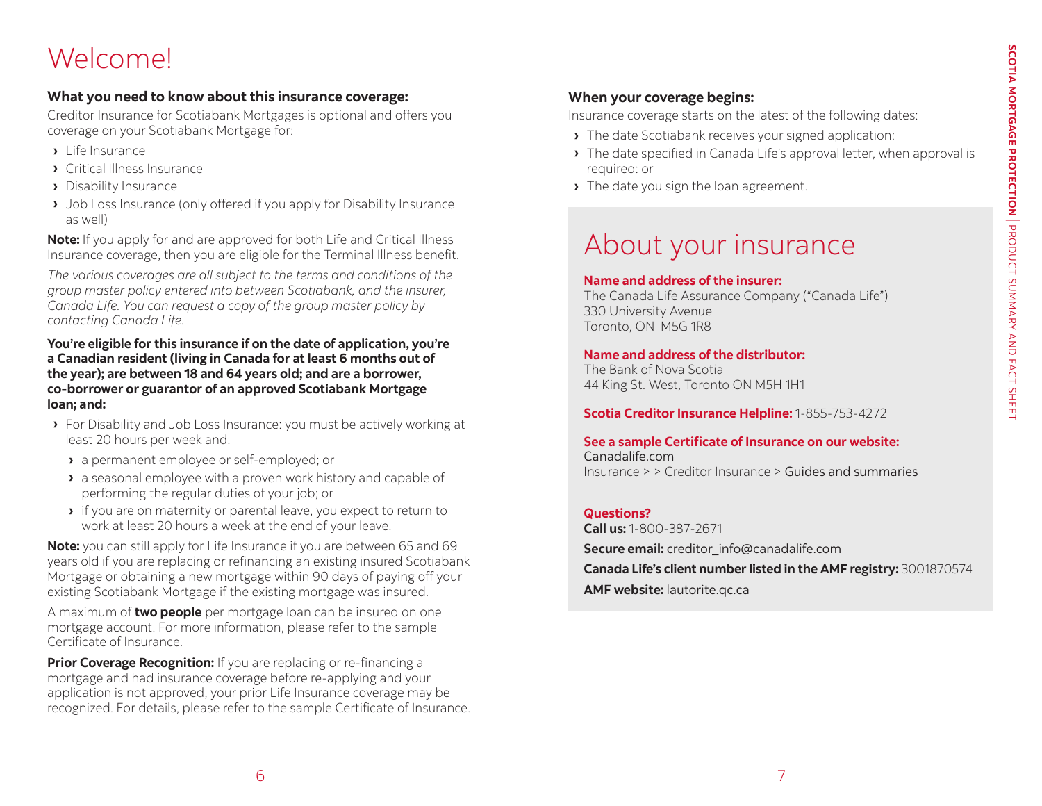# Welcome!

### What you need to know about this insurance coverage:

Creditor Insurance for Scotiabank Mortgages is optional and offers you coverage on your Scotiabank Mortgage for:

- Life Insurance
- Critical Illness Insurance
- Disability Insurance
- Job Loss Insurance (only offered if you apply for Disability Insurance as well)

**Note:** If you apply for and are approved for both Life and Critical Illness Insurance coverage, then you are eligible for the Terminal Illness benefit.

*The various coverages are all subject to the terms and conditions of the group master policy entered into between Scotiabank, and the insurer, Canada Life. You can request a copy of the group master policy by contacting Canada Life.*

**You're eligible for this insurance if on the date of application, you're a Canadian resident (living in Canada for at least 6 months out of the year); are between 18 and 64 years old; and are a borrower, co-borrower or guarantor of an approved Scotiabank Mortgage loan; and:**

- For Disability and Job Loss Insurance: you must be actively working at least 20 hours per week and:
  - a permanent employee or self-employed; or
  - a seasonal employee with a proven work history and capable of performing the regular duties of your job; or
  - if you are on maternity or parental leave, you expect to return to work at least 20 hours a week at the end of your leave.

**Note:** you can still apply for Life Insurance if you are between 65 and 69 years old if you are replacing or refinancing an existing insured Scotiabank Mortgage or obtaining a new mortgage within 90 days of paying off your existing Scotiabank Mortgage if the existing mortgage was insured.

A maximum of **two people** per mortgage loan can be insured on one mortgage account. For more information, please refer to the sample Certificate of Insurance.

**Prior Coverage Recognition:** If you are replacing or re-financing a mortgage and had insurance coverage before re-applying and your application is not approved, your prior Life Insurance coverage may be recognized. For details, please refer to the sample Certificate of Insurance.

### When your coverage begins:

Insurance coverage starts on the latest of the following dates:

- The date Scotiabank receives your signed application:
- The date specified in Canada Life's approval letter, when approval is required: or
- The date you sign the loan agreement.

# About your insurance

**Name and address of the insurer:**
The Canada Life Assurance Company ("Canada Life")
330 University Avenue
Toronto, ON M5G 1R8

**Name and address of the distributor:**
The Bank of Nova Scotia
44 King St. West, Toronto ON M5H 1H1

**Scotia Creditor Insurance Helpline:** 1-855-753-4272

**See a sample Certificate of Insurance on our website:**
Canadalife.com
Insurance > > Creditor Insurance > Guides and summaries

**Questions?**
**Call us:** 1-800-387-2671

**Secure email:** creditor_info@canadalife.com

**Canada Life's client number listed in the AMF registry:** 3001870574

**AMF website:** lautorite.qc.ca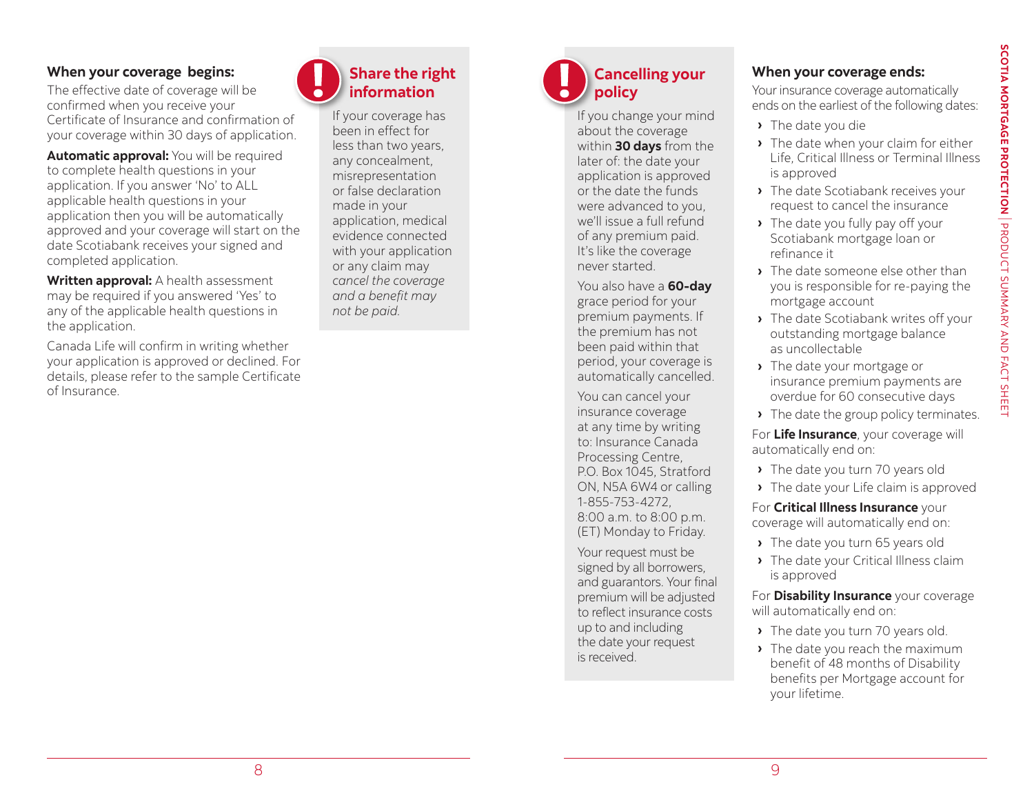### When your coverage begins:

The effective date of coverage will be confirmed when you receive your Certificate of Insurance and confirmation of your coverage within 30 days of application.

**Automatic approval:** You will be required to complete health questions in your application. If you answer 'No' to ALL applicable health questions in your application then you will be automatically approved and your coverage will start on the date Scotiabank receives your signed and completed application.

**Written approval:** A health assessment may be required if you answered 'Yes' to any of the applicable health questions in the application.

Canada Life will confirm in writing whether your application is approved or declined. For details, please refer to the sample Certificate of Insurance.

### Share the right information

If your coverage has been in effect for less than two years, any concealment, misrepresentation or false declaration made in your application, medical evidence connected with your application or any claim may *cancel the coverage and a benefit may not be paid.*

### Cancelling your policy

If you change your mind about the coverage within **30 days** from the later of: the date your application is approved or the date the funds were advanced to you, we'll issue a full refund of any premium paid. It's like the coverage never started.

You also have a **60-day** grace period for your premium payments. If the premium has not been paid within that period, your coverage is automatically cancelled.

You can cancel your insurance coverage at any time by writing to: Insurance Canada Processing Centre, P.O. Box 1045, Stratford ON, N5A 6W4 or calling 1-855-753-4272, 8:00 a.m. to 8:00 p.m. (ET) Monday to Friday.

Your request must be signed by all borrowers, and guarantors. Your final premium will be adjusted to reflect insurance costs up to and including the date your request is received.

### When your coverage ends:

Your insurance coverage automatically ends on the earliest of the following dates:

- The date you die
- The date when your claim for either Life, Critical Illness or Terminal Illness is approved
- The date Scotiabank receives your request to cancel the insurance
- The date you fully pay off your Scotiabank mortgage loan or refinance it
- The date someone else other than you is responsible for re-paying the mortgage account
- The date Scotiabank writes off your outstanding mortgage balance as uncollectable
- The date your mortgage or insurance premium payments are overdue for 60 consecutive days
- The date the group policy terminates.

For **Life Insurance**, your coverage will automatically end on:

- The date you turn 70 years old
- The date your Life claim is approved

For **Critical Illness Insurance** your coverage will automatically end on:

- The date you turn 65 years old
- The date your Critical Illness claim is approved

For **Disability Insurance** your coverage will automatically end on:

- The date you turn 70 years old.
- The date you reach the maximum benefit of 48 months of Disability benefits per Mortgage account for your lifetime.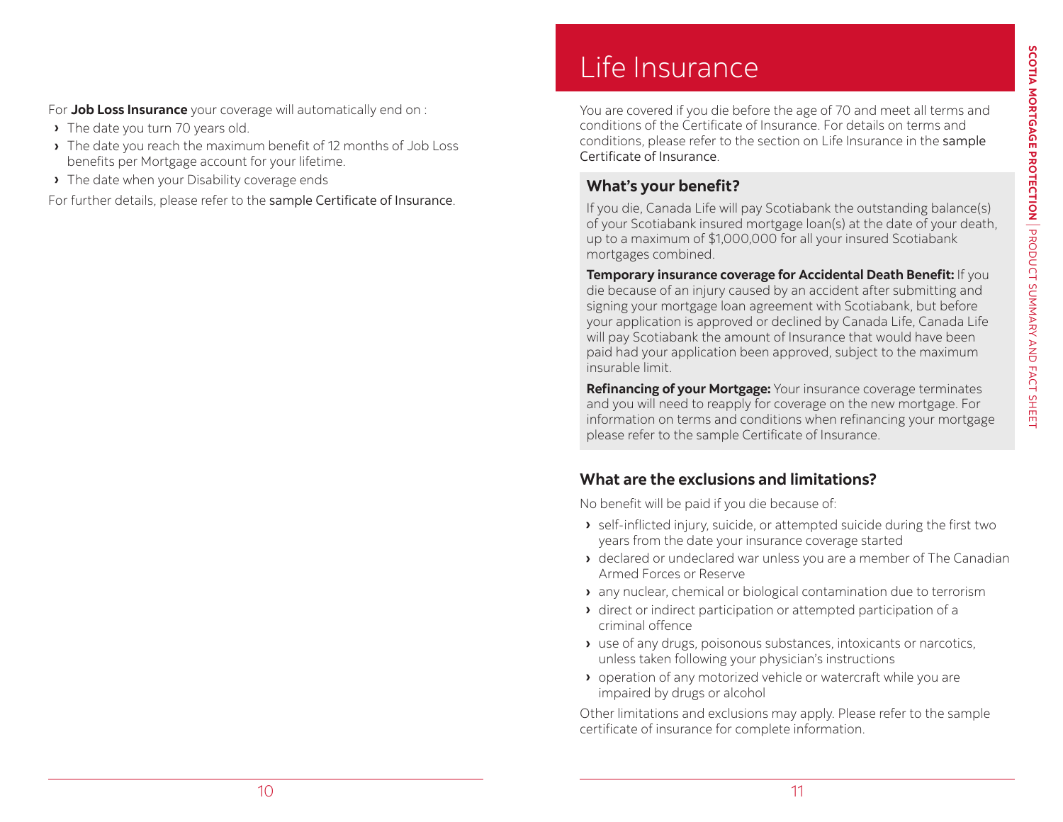For **Job Loss Insurance** your coverage will automatically end on :

- The date you turn 70 years old.
- The date you reach the maximum benefit of 12 months of Job Loss benefits per Mortgage account for your lifetime.
- The date when your Disability coverage ends

For further details, please refer to the sample Certificate of Insurance.

# Life Insurance

You are covered if you die before the age of 70 and meet all terms and conditions of the Certificate of Insurance. For details on terms and conditions, please refer to the section on Life Insurance in the sample Certificate of Insurance.

## What's your benefit?

If you die, Canada Life will pay Scotiabank the outstanding balance(s) of your Scotiabank insured mortgage loan(s) at the date of your death, up to a maximum of $1,000,000 for all your insured Scotiabank mortgages combined.

**Temporary insurance coverage for Accidental Death Benefit:** If you die because of an injury caused by an accident after submitting and signing your mortgage loan agreement with Scotiabank, but before your application is approved or declined by Canada Life, Canada Life will pay Scotiabank the amount of Insurance that would have been paid had your application been approved, subject to the maximum insurable limit.

**Refinancing of your Mortgage:** Your insurance coverage terminates and you will need to reapply for coverage on the new mortgage. For information on terms and conditions when refinancing your mortgage please refer to the sample Certificate of Insurance.

## What are the exclusions and limitations?

No benefit will be paid if you die because of:

- self-inflicted injury, suicide, or attempted suicide during the first two years from the date your insurance coverage started
- declared or undeclared war unless you are a member of The Canadian Armed Forces or Reserve
- any nuclear, chemical or biological contamination due to terrorism
- direct or indirect participation or attempted participation of a criminal offence
- use of any drugs, poisonous substances, intoxicants or narcotics, unless taken following your physician's instructions
- operation of any motorized vehicle or watercraft while you are impaired by drugs or alcohol

Other limitations and exclusions may apply. Please refer to the sample certificate of insurance for complete information.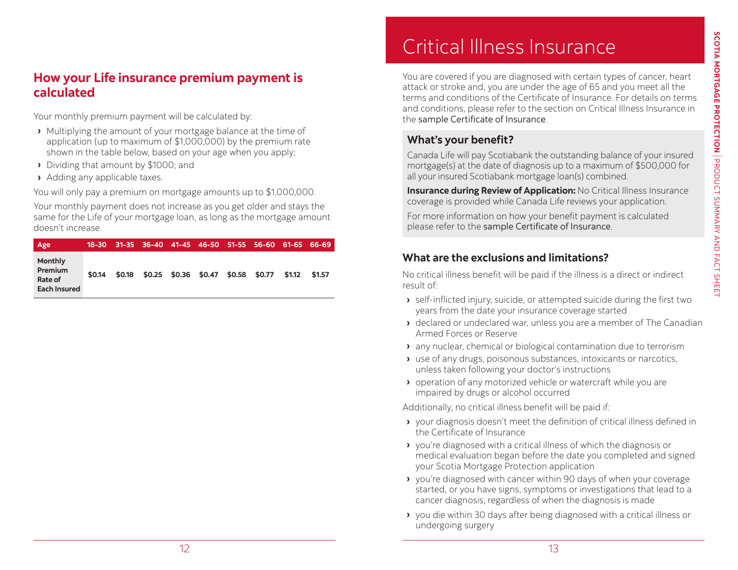## How your Life insurance premium payment is calculated

Your monthly premium payment will be calculated by:

- Multiplying the amount of your mortgage balance at the time of application (up to maximum of $1,000,000) by the premium rate shown in the table below, based on your age when you apply;
- Dividing that amount by $1000; and
- Adding any applicable taxes.

You will only pay a premium on mortgage amounts up to $1,000,000.

Your monthly payment does not increase as you get older and stays the same for the Life of your mortgage loan, as long as the mortgage amount doesn't increase.

| Age | 18-30 | 31-35 | 36-40 | 41-45 | 46-50 | 51-55 | 56-60 | 61-65 | 66-69 |
|---|---|---|---|---|---|---|---|---|---|
| Monthly Premium Rate of Each Insured | $0.14 | $0.18 | $0.25 | $0.36 | $0.47 | $0.58 | $0.77 | $1.12 | $1.57 |

# Critical Illness Insurance

You are covered if you are diagnosed with certain types of cancer, heart attack or stroke and, you are under the age of 65 and you meet all the terms and conditions of the Certificate of Insurance. For details on terms and conditions, please refer to the section on Critical Illness Insurance in the sample Certificate of Insurance.

### What's your benefit?

Canada Life will pay Scotiabank the outstanding balance of your insured mortgage(s) at the date of diagnosis up to a maximum of $500,000 for all your insured Scotiabank mortgage loan(s) combined.

**Insurance during Review of Application:** No Critical Illness Insurance coverage is provided while Canada Life reviews your application.

For more information on how your benefit payment is calculated please refer to the sample Certificate of Insurance.

### What are the exclusions and limitations?

No critical illness benefit will be paid if the illness is a direct or indirect result of:

- self-inflicted injury, suicide, or attempted suicide during the first two years from the date your insurance coverage started
- declared or undeclared war, unless you are a member of The Canadian Armed Forces or Reserve
- any nuclear, chemical or biological contamination due to terrorism
- use of any drugs, poisonous substances, intoxicants or narcotics, unless taken following your doctor's instructions
- operation of any motorized vehicle or watercraft while you are impaired by drugs or alcohol occurred

Additionally, no critical illness benefit will be paid if:

- your diagnosis doesn't meet the definition of critical illness defined in the Certificate of Insurance
- you're diagnosed with a critical illness of which the diagnosis or medical evaluation began before the date you completed and signed your Scotia Mortgage Protection application
- you're diagnosed with cancer within 90 days of when your coverage started, or you have signs, symptoms or investigations that lead to a cancer diagnosis, regardless of when the diagnosis is made
- you die within 30 days after being diagnosed with a critical illness or undergoing surgery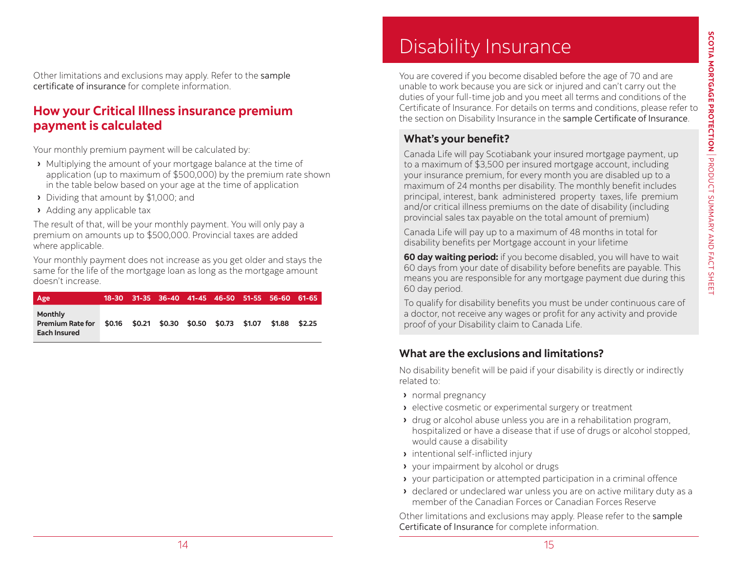Other limitations and exclusions may apply. Refer to the sample certificate of insurance for complete information.

## How your Critical Illness insurance premium payment is calculated

Your monthly premium payment will be calculated by:

- Multiplying the amount of your mortgage balance at the time of application (up to maximum of $500,000) by the premium rate shown in the table below based on your age at the time of application
- Dividing that amount by $1,000; and
- Adding any applicable tax

The result of that, will be your monthly payment. You will only pay a premium on amounts up to $500,000. Provincial taxes are added where applicable.

Your monthly payment does not increase as you get older and stays the same for the life of the mortgage loan as long as the mortgage amount doesn't increase.

| Age | 18-30 | 31-35 | 36-40 | 41-45 | 46-50 | 51-55 | 56-60 | 61-65 |
|---|---|---|---|---|---|---|---|---|
| Monthly Premium Rate for Each Insured | $0.16 | $0.21 | $0.30 | $0.50 | $0.73 | $1.07 | $1.88 | $2.25 |

# Disability Insurance

You are covered if you become disabled before the age of 70 and are unable to work because you are sick or injured and can't carry out the duties of your full-time job and you meet all terms and conditions of the Certificate of Insurance. For details on terms and conditions, please refer to the section on Disability Insurance in the sample Certificate of Insurance.

### What's your benefit?

Canada Life will pay Scotiabank your insured mortgage payment, up to a maximum of $3,500 per insured mortgage account, including your insurance premium, for every month you are disabled up to a maximum of 24 months per disability. The monthly benefit includes principal, interest, bank administered property taxes, life premium and/or critical illness premiums on the date of disability (including provincial sales tax payable on the total amount of premium)

Canada Life will pay up to a maximum of 48 months in total for disability benefits per Mortgage account in your lifetime

**60 day waiting period:** if you become disabled, you will have to wait 60 days from your date of disability before benefits are payable. This means you are responsible for any mortgage payment due during this 60 day period.

To qualify for disability benefits you must be under continuous care of a doctor, not receive any wages or profit for any activity and provide proof of your Disability claim to Canada Life.

### What are the exclusions and limitations?

No disability benefit will be paid if your disability is directly or indirectly related to:

- normal pregnancy
- elective cosmetic or experimental surgery or treatment
- drug or alcohol abuse unless you are in a rehabilitation program, hospitalized or have a disease that if use of drugs or alcohol stopped, would cause a disability
- intentional self-inflicted injury
- your impairment by alcohol or drugs
- your participation or attempted participation in a criminal offence
- declared or undeclared war unless you are on active military duty as a member of the Canadian Forces or Canadian Forces Reserve

Other limitations and exclusions may apply. Please refer to the sample Certificate of Insurance for complete information.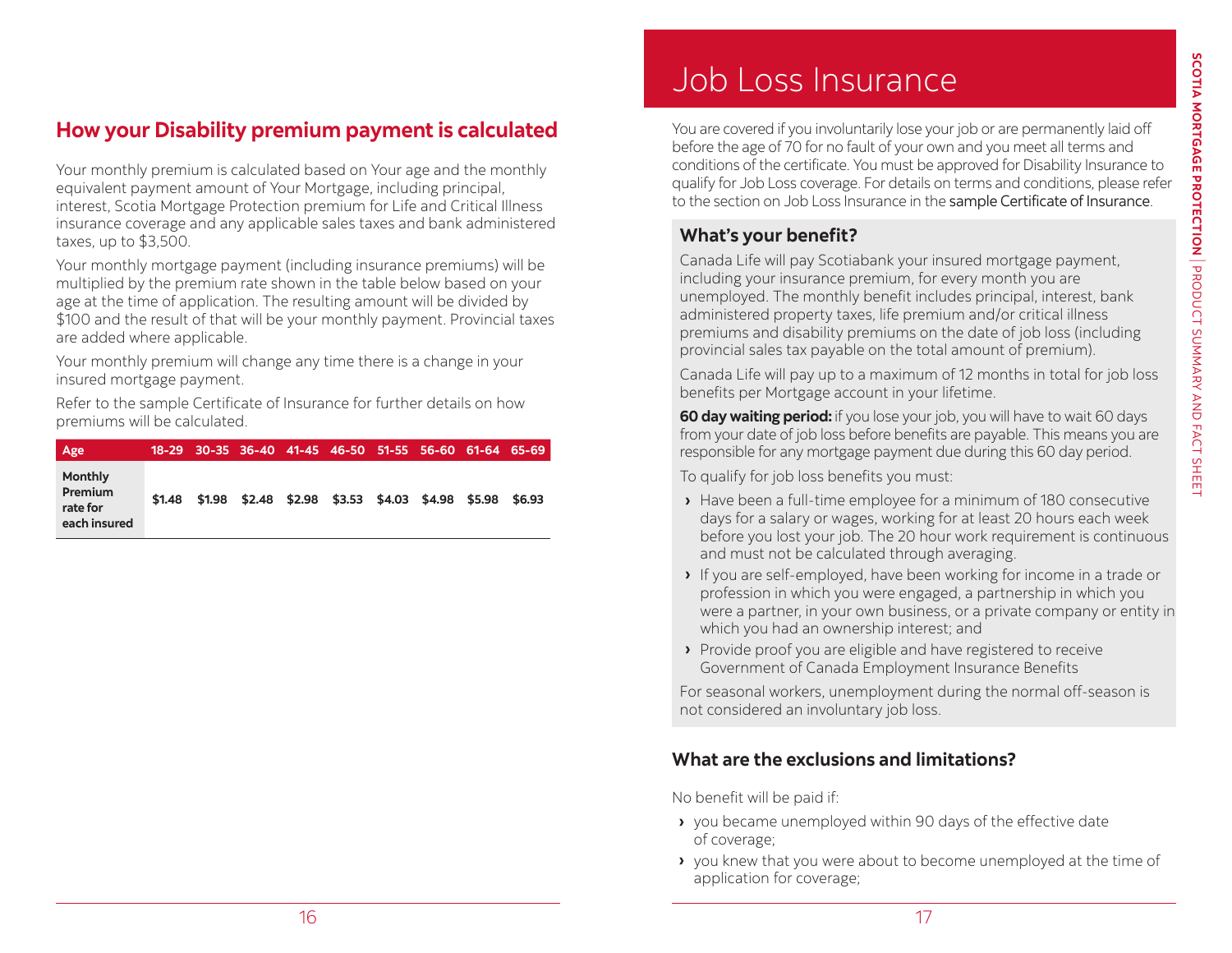## How your Disability premium payment is calculated

Your monthly premium is calculated based on Your age and the monthly equivalent payment amount of Your Mortgage, including principal, interest, Scotia Mortgage Protection premium for Life and Critical Illness insurance coverage and any applicable sales taxes and bank administered taxes, up to $3,500.

Your monthly mortgage payment (including insurance premiums) will be multiplied by the premium rate shown in the table below based on your age at the time of application. The resulting amount will be divided by $100 and the result of that will be your monthly payment. Provincial taxes are added where applicable.

Your monthly premium will change any time there is a change in your insured mortgage payment.

Refer to the sample Certificate of Insurance for further details on how premiums will be calculated.

| Age | 18-29 | 30-35 | 36-40 | 41-45 | 46-50 | 51-55 | 56-60 | 61-64 | 65-69 |
|---|---|---|---|---|---|---|---|---|---|
| **Monthly Premium rate for each insured** | $1.48 | $1.98 | $2.48 | $2.98 | $3.53 | $4.03 | $4.98 | $5.98 | $6.93 |

# Job Loss Insurance

You are covered if you involuntarily lose your job or are permanently laid off before the age of 70 for no fault of your own and you meet all terms and conditions of the certificate. You must be approved for Disability Insurance to qualify for Job Loss coverage. For details on terms and conditions, please refer to the section on Job Loss Insurance in the sample Certificate of Insurance.

### What's your benefit?

Canada Life will pay Scotiabank your insured mortgage payment, including your insurance premium, for every month you are unemployed. The monthly benefit includes principal, interest, bank administered property taxes, life premium and/or critical illness premiums and disability premiums on the date of job loss (including provincial sales tax payable on the total amount of premium).

Canada Life will pay up to a maximum of 12 months in total for job loss benefits per Mortgage account in your lifetime.

**60 day waiting period:** if you lose your job, you will have to wait 60 days from your date of job loss before benefits are payable. This means you are responsible for any mortgage payment due during this 60 day period.

To qualify for job loss benefits you must:

- Have been a full-time employee for a minimum of 180 consecutive days for a salary or wages, working for at least 20 hours each week before you lost your job. The 20 hour work requirement is continuous and must not be calculated through averaging.
- If you are self-employed, have been working for income in a trade or profession in which you were engaged, a partnership in which you were a partner, in your own business, or a private company or entity in which you had an ownership interest; and
- Provide proof you are eligible and have registered to receive Government of Canada Employment Insurance Benefits

For seasonal workers, unemployment during the normal off-season is not considered an involuntary job loss.

### What are the exclusions and limitations?

No benefit will be paid if:

- you became unemployed within 90 days of the effective date of coverage;
- you knew that you were about to become unemployed at the time of application for coverage;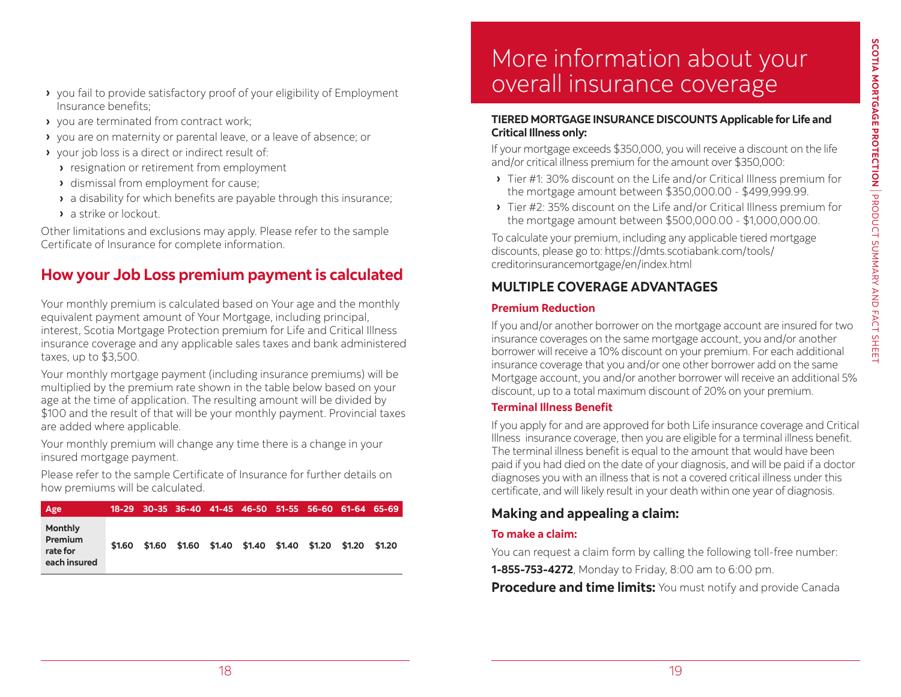- you fail to provide satisfactory proof of your eligibility of Employment Insurance benefits;
- you are terminated from contract work;
- you are on maternity or parental leave, or a leave of absence; or
- your job loss is a direct or indirect result of:
  - resignation or retirement from employment
  - dismissal from employment for cause;
  - a disability for which benefits are payable through this insurance;
  - a strike or lockout.

Other limitations and exclusions may apply. Please refer to the sample Certificate of Insurance for complete information.

## How your Job Loss premium payment is calculated

Your monthly premium is calculated based on Your age and the monthly equivalent payment amount of Your Mortgage, including principal, interest, Scotia Mortgage Protection premium for Life and Critical Illness insurance coverage and any applicable sales taxes and bank administered taxes, up to $3,500.

Your monthly mortgage payment (including insurance premiums) will be multiplied by the premium rate shown in the table below based on your age at the time of application. The resulting amount will be divided by $100 and the result of that will be your monthly payment. Provincial taxes are added where applicable.

Your monthly premium will change any time there is a change in your insured mortgage payment.

Please refer to the sample Certificate of Insurance for further details on how premiums will be calculated.

| Age | 18-29 | 30-35 | 36-40 | 41-45 | 46-50 | 51-55 | 56-60 | 61-64 | 65-69 |
|---|---|---|---|---|---|---|---|---|---|
| Monthly Premium rate for each insured | $1.60 | $1.60 | $1.60 | $1.40 | $1.40 | $1.40 | $1.20 | $1.20 | $1.20 |

# More information about your overall insurance coverage

**TIERED MORTGAGE INSURANCE DISCOUNTS Applicable for Life and Critical Illness only:**

If your mortgage exceeds $350,000, you will receive a discount on the life and/or critical illness premium for the amount over $350,000:

- Tier #1: 30% discount on the Life and/or Critical Illness premium for the mortgage amount between $350,000.00 - $499,999.99.
- Tier #2: 35% discount on the Life and/or Critical Illness premium for the mortgage amount between $500,000.00 - $1,000,000.00.

To calculate your premium, including any applicable tiered mortgage discounts, please go to: https://dmts.scotiabank.com/tools/creditorinsurancemortgage/en/index.html

## MULTIPLE COVERAGE ADVANTAGES

### Premium Reduction

If you and/or another borrower on the mortgage account are insured for two insurance coverages on the same mortgage account, you and/or another borrower will receive a 10% discount on your premium. For each additional insurance coverage that you and/or one other borrower add on the same Mortgage account, you and/or another borrower will receive an additional 5% discount, up to a total maximum discount of 20% on your premium.

### Terminal Illness Benefit

If you apply for and are approved for both Life insurance coverage and Critical Illness insurance coverage, then you are eligible for a terminal illness benefit. The terminal illness benefit is equal to the amount that would have been paid if you had died on the date of your diagnosis, and will be paid if a doctor diagnoses you with an illness that is not a covered critical illness under this certificate, and will likely result in your death within one year of diagnosis.

## Making and appealing a claim:

### To make a claim:

You can request a claim form by calling the following toll-free number:

**1-855-753-4272**, Monday to Friday, 8:00 am to 6:00 pm.

**Procedure and time limits:** You must notify and provide Canada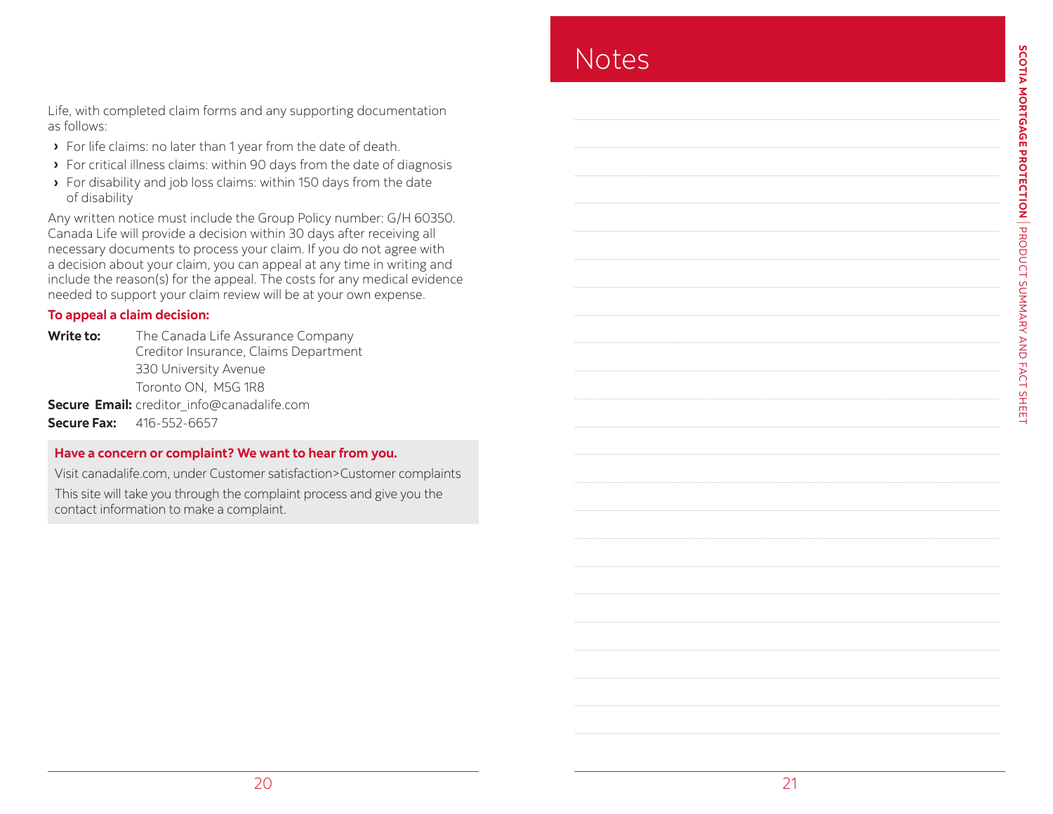Life, with completed claim forms and any supporting documentation as follows:

- For life claims: no later than 1 year from the date of death.
- For critical illness claims: within 90 days from the date of diagnosis
- For disability and job loss claims: within 150 days from the date of disability

Any written notice must include the Group Policy number: G/H 60350. Canada Life will provide a decision within 30 days after receiving all necessary documents to process your claim. If you do not agree with a decision about your claim, you can appeal at any time in writing and include the reason(s) for the appeal. The costs for any medical evidence needed to support your claim review will be at your own expense.

**To appeal a claim decision:**

**Write to:** The Canada Life Assurance Company
Creditor Insurance, Claims Department
330 University Avenue
Toronto ON, M5G 1R8

**Secure Email:** creditor_info@canadalife.com

**Secure Fax:** 416-552-6657

**Have a concern or complaint? We want to hear from you.**

Visit canadalife.com, under Customer satisfaction>Customer complaints

This site will take you through the complaint process and give you the contact information to make a complaint.

# Notes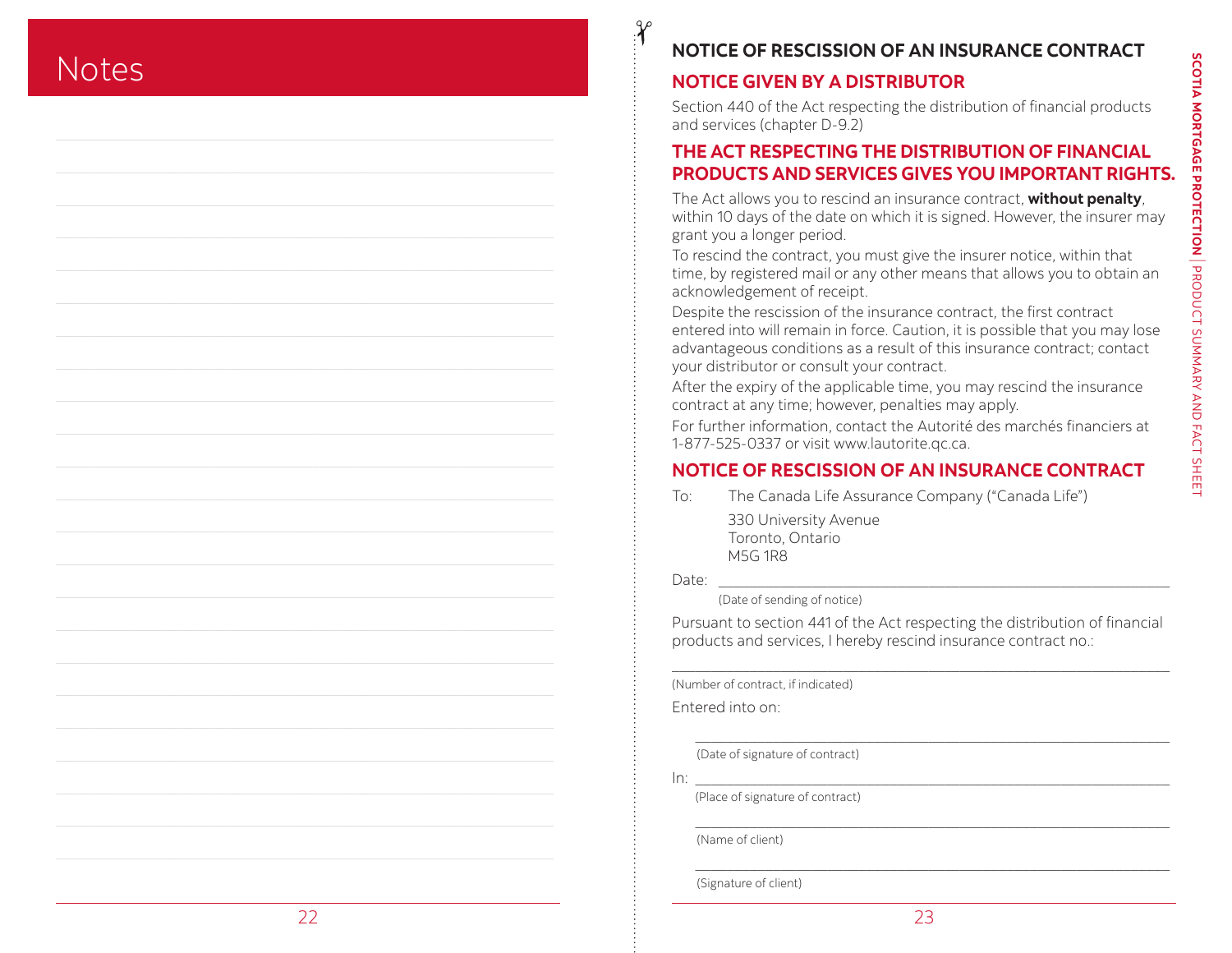# Notes

# NOTICE OF RESCISSION OF AN INSURANCE CONTRACT

## NOTICE GIVEN BY A DISTRIBUTOR

Section 440 of the Act respecting the distribution of financial products and services (chapter D-9.2)

## THE ACT RESPECTING THE DISTRIBUTION OF FINANCIAL PRODUCTS AND SERVICES GIVES YOU IMPORTANT RIGHTS.

The Act allows you to rescind an insurance contract, **without penalty**, within 10 days of the date on which it is signed. However, the insurer may grant you a longer period.

To rescind the contract, you must give the insurer notice, within that time, by registered mail or any other means that allows you to obtain an acknowledgement of receipt.

Despite the rescission of the insurance contract, the first contract entered into will remain in force. Caution, it is possible that you may lose advantageous conditions as a result of this insurance contract; contact your distributor or consult your contract.

After the expiry of the applicable time, you may rescind the insurance contract at any time; however, penalties may apply.

For further information, contact the Autorité des marchés financiers at 1-877-525-0337 or visit www.lautorite.qc.ca.

## NOTICE OF RESCISSION OF AN INSURANCE CONTRACT

To: The Canada Life Assurance Company ("Canada Life")
330 University Avenue
Toronto, Ontario
M5G 1R8

Date: ______________________________
(Date of sending of notice)

Pursuant to section 441 of the Act respecting the distribution of financial products and services, I hereby rescind insurance contract no.:

______________________________
(Number of contract, if indicated)

Entered into on:

______________________________
(Date of signature of contract)

In: ______________________________
(Place of signature of contract)

______________________________
(Name of client)

______________________________
(Signature of client)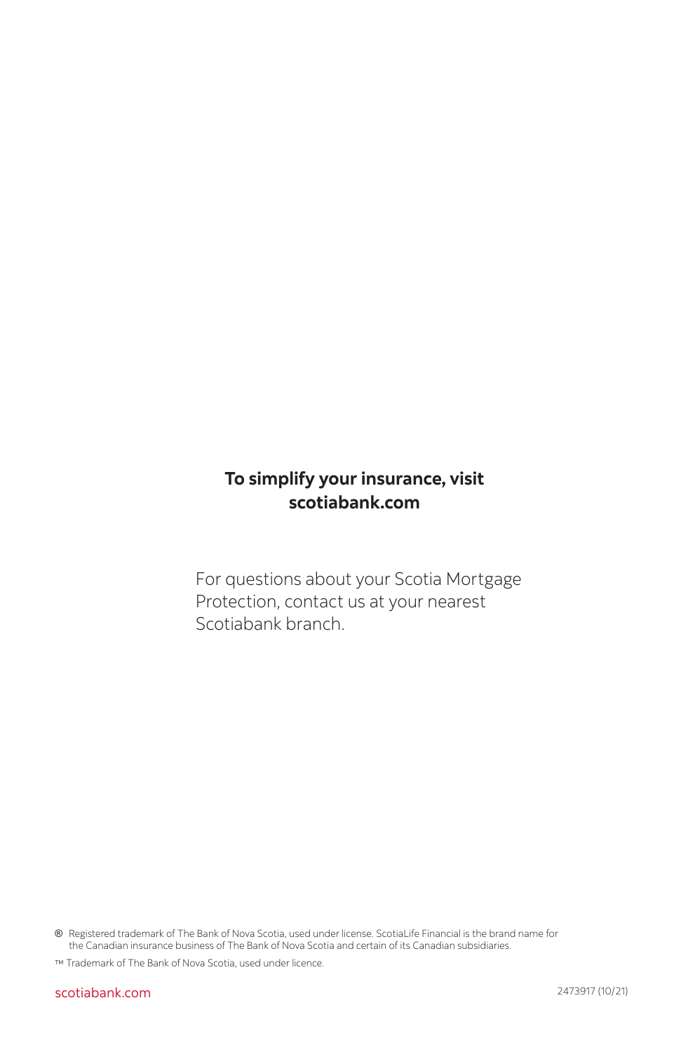**To simplify your insurance, visit scotiabank.com**

For questions about your Scotia Mortgage Protection, contact us at your nearest Scotiabank branch.

® Registered trademark of The Bank of Nova Scotia, used under license. ScotiaLife Financial is the brand name for the Canadian insurance business of The Bank of Nova Scotia and certain of its Canadian subsidiaries.

™ Trademark of The Bank of Nova Scotia, used under licence.

scotiabank.com

2473917 (10/21)